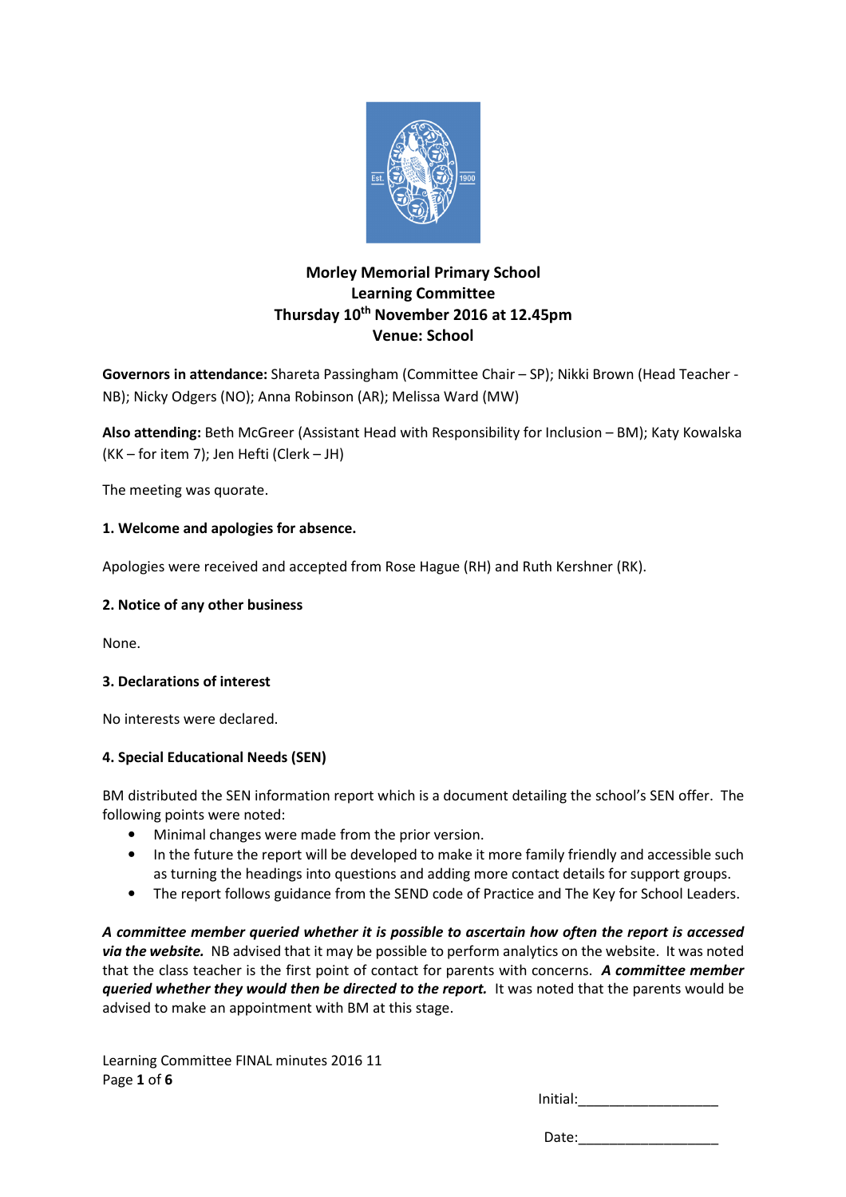# Morley Memorial Primary School
## Learning Committee
## Thursday 10th November 2016 at 12.45pm
## Venue: School

**Governors in attendance:** Shareta Passingham (Committee Chair – SP); Nikki Brown (Head Teacher - NB); Nicky Odgers (NO); Anna Robinson (AR); Melissa Ward (MW)

**Also attending:** Beth McGreer (Assistant Head with Responsibility for Inclusion – BM); Katy Kowalska (KK – for item 7); Jen Hefti (Clerk – JH)

The meeting was quorate.

**1. Welcome and apologies for absence.**

Apologies were received and accepted from Rose Hague (RH) and Ruth Kershner (RK).

**2. Notice of any other business**

None.

**3. Declarations of interest**

No interests were declared.

**4. Special Educational Needs (SEN)**

BM distributed the SEN information report which is a document detailing the school's SEN offer. The following points were noted:

- Minimal changes were made from the prior version.
- In the future the report will be developed to make it more family friendly and accessible such as turning the headings into questions and adding more contact details for support groups.
- The report follows guidance from the SEND code of Practice and The Key for School Leaders.

***A committee member queried whether it is possible to ascertain how often the report is accessed via the website.*** NB advised that it may be possible to perform analytics on the website. It was noted that the class teacher is the first point of contact for parents with concerns. ***A committee member queried whether they would then be directed to the report.*** It was noted that the parents would be advised to make an appointment with BM at this stage.

Learning Committee FINAL minutes 2016 11

Initial:__________________

Date:__________________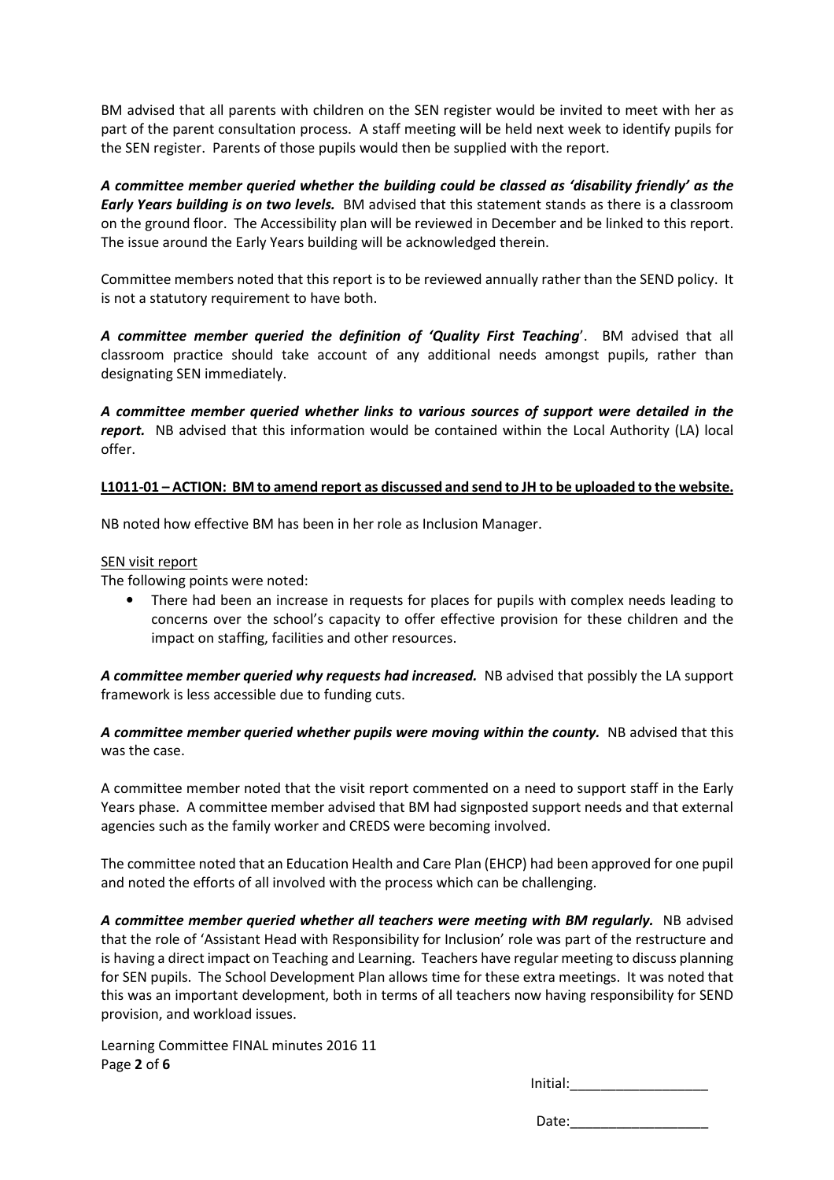BM advised that all parents with children on the SEN register would be invited to meet with her as part of the parent consultation process. A staff meeting will be held next week to identify pupils for the SEN register. Parents of those pupils would then be supplied with the report.

***A committee member queried whether the building could be classed as 'disability friendly' as the Early Years building is on two levels.*** BM advised that this statement stands as there is a classroom on the ground floor. The Accessibility plan will be reviewed in December and be linked to this report. The issue around the Early Years building will be acknowledged therein.

Committee members noted that this report is to be reviewed annually rather than the SEND policy. It is not a statutory requirement to have both.

***A committee member queried the definition of 'Quality First Teaching'.*** BM advised that all classroom practice should take account of any additional needs amongst pupils, rather than designating SEN immediately.

***A committee member queried whether links to various sources of support were detailed in the report.*** NB advised that this information would be contained within the Local Authority (LA) local offer.

**L1011-01 – ACTION: BM to amend report as discussed and send to JH to be uploaded to the website.**

NB noted how effective BM has been in her role as Inclusion Manager.

SEN visit report

The following points were noted:

- There had been an increase in requests for places for pupils with complex needs leading to concerns over the school's capacity to offer effective provision for these children and the impact on staffing, facilities and other resources.

***A committee member queried why requests had increased.*** NB advised that possibly the LA support framework is less accessible due to funding cuts.

***A committee member queried whether pupils were moving within the county.*** NB advised that this was the case.

A committee member noted that the visit report commented on a need to support staff in the Early Years phase. A committee member advised that BM had signposted support needs and that external agencies such as the family worker and CREDS were becoming involved.

The committee noted that an Education Health and Care Plan (EHCP) had been approved for one pupil and noted the efforts of all involved with the process which can be challenging.

***A committee member queried whether all teachers were meeting with BM regularly.*** NB advised that the role of 'Assistant Head with Responsibility for Inclusion' role was part of the restructure and is having a direct impact on Teaching and Learning. Teachers have regular meeting to discuss planning for SEN pupils. The School Development Plan allows time for these extra meetings. It was noted that this was an important development, both in terms of all teachers now having responsibility for SEND provision, and workload issues.

Initial:__________________

Date:__________________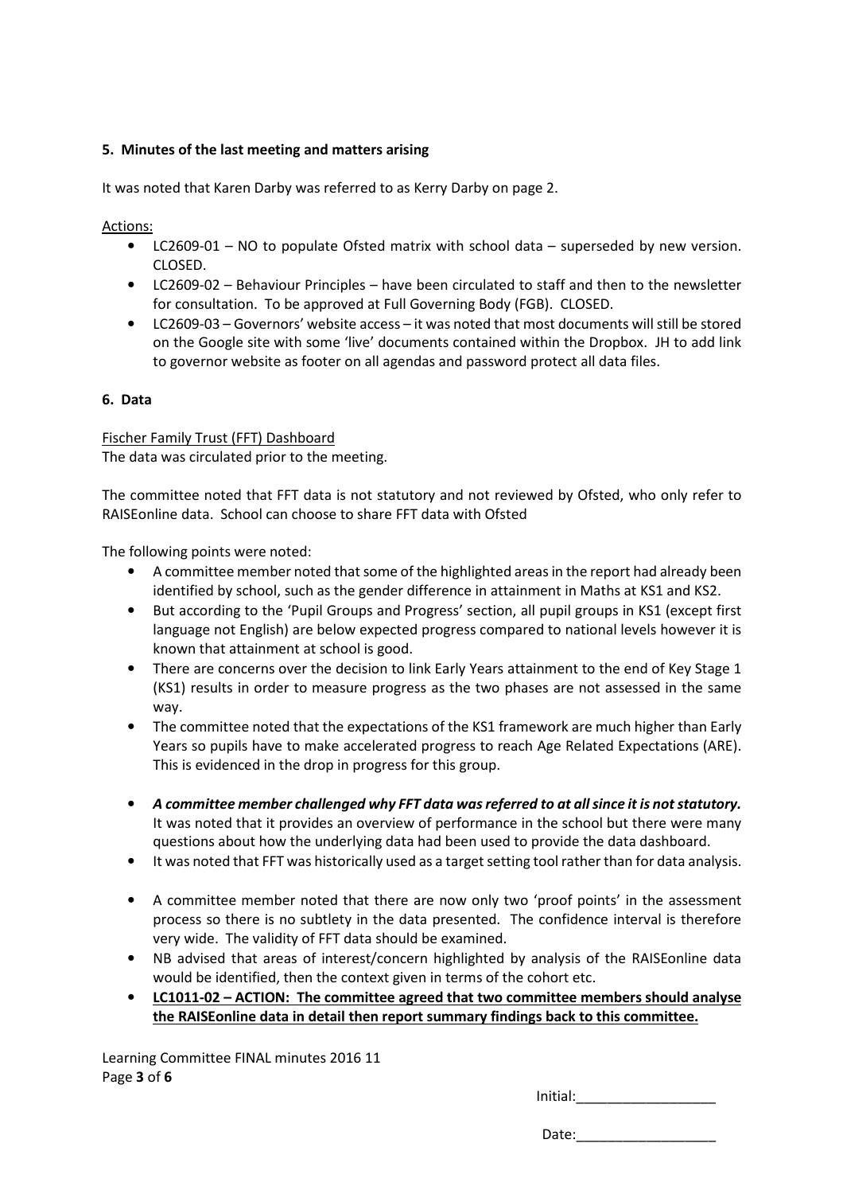### 5. Minutes of the last meeting and matters arising

It was noted that Karen Darby was referred to as Kerry Darby on page 2.

Actions:

- LC2609-01 – NO to populate Ofsted matrix with school data – superseded by new version. CLOSED.
- LC2609-02 – Behaviour Principles – have been circulated to staff and then to the newsletter for consultation. To be approved at Full Governing Body (FGB). CLOSED.
- LC2609-03 – Governors' website access – it was noted that most documents will still be stored on the Google site with some 'live' documents contained within the Dropbox. JH to add link to governor website as footer on all agendas and password protect all data files.

### 6. Data

Fischer Family Trust (FFT) Dashboard
The data was circulated prior to the meeting.

The committee noted that FFT data is not statutory and not reviewed by Ofsted, who only refer to RAISEonline data. School can choose to share FFT data with Ofsted

The following points were noted:

- A committee member noted that some of the highlighted areas in the report had already been identified by school, such as the gender difference in attainment in Maths at KS1 and KS2.
- But according to the 'Pupil Groups and Progress' section, all pupil groups in KS1 (except first language not English) are below expected progress compared to national levels however it is known that attainment at school is good.
- There are concerns over the decision to link Early Years attainment to the end of Key Stage 1 (KS1) results in order to measure progress as the two phases are not assessed in the same way.
- The committee noted that the expectations of the KS1 framework are much higher than Early Years so pupils have to make accelerated progress to reach Age Related Expectations (ARE). This is evidenced in the drop in progress for this group.
- ***A committee member challenged why FFT data was referred to at all since it is not statutory.*** It was noted that it provides an overview of performance in the school but there were many questions about how the underlying data had been used to provide the data dashboard.
- It was noted that FFT was historically used as a target setting tool rather than for data analysis.
- A committee member noted that there are now only two 'proof points' in the assessment process so there is no subtlety in the data presented. The confidence interval is therefore very wide. The validity of FFT data should be examined.
- NB advised that areas of interest/concern highlighted by analysis of the RAISEonline data would be identified, then the context given in terms of the cohort etc.
- **LC1011-02 – ACTION: The committee agreed that two committee members should analyse the RAISEonline data in detail then report summary findings back to this committee.**

Learning Committee FINAL minutes 2016 11

Initial:__________________

Date:__________________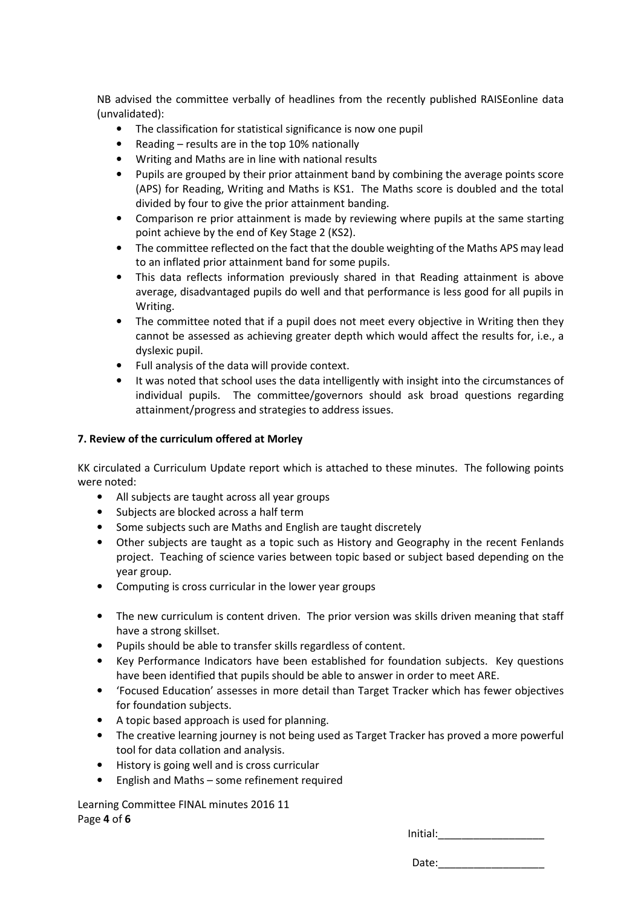NB advised the committee verbally of headlines from the recently published RAISEonline data (unvalidated):

- The classification for statistical significance is now one pupil
- Reading – results are in the top 10% nationally
- Writing and Maths are in line with national results
- Pupils are grouped by their prior attainment band by combining the average points score (APS) for Reading, Writing and Maths is KS1. The Maths score is doubled and the total divided by four to give the prior attainment banding.
- Comparison re prior attainment is made by reviewing where pupils at the same starting point achieve by the end of Key Stage 2 (KS2).
- The committee reflected on the fact that the double weighting of the Maths APS may lead to an inflated prior attainment band for some pupils.
- This data reflects information previously shared in that Reading attainment is above average, disadvantaged pupils do well and that performance is less good for all pupils in Writing.
- The committee noted that if a pupil does not meet every objective in Writing then they cannot be assessed as achieving greater depth which would affect the results for, i.e., a dyslexic pupil.
- Full analysis of the data will provide context.
- It was noted that school uses the data intelligently with insight into the circumstances of individual pupils. The committee/governors should ask broad questions regarding attainment/progress and strategies to address issues.

**7. Review of the curriculum offered at Morley**

KK circulated a Curriculum Update report which is attached to these minutes. The following points were noted:

- All subjects are taught across all year groups
- Subjects are blocked across a half term
- Some subjects such are Maths and English are taught discretely
- Other subjects are taught as a topic such as History and Geography in the recent Fenlands project. Teaching of science varies between topic based or subject based depending on the year group.
- Computing is cross curricular in the lower year groups
- The new curriculum is content driven. The prior version was skills driven meaning that staff have a strong skillset.
- Pupils should be able to transfer skills regardless of content.
- Key Performance Indicators have been established for foundation subjects. Key questions have been identified that pupils should be able to answer in order to meet ARE.
- 'Focused Education' assesses in more detail than Target Tracker which has fewer objectives for foundation subjects.
- A topic based approach is used for planning.
- The creative learning journey is not being used as Target Tracker has proved a more powerful tool for data collation and analysis.
- History is going well and is cross curricular
- English and Maths – some refinement required

Learning Committee FINAL minutes 2016 11

Initial:__________________

Date:__________________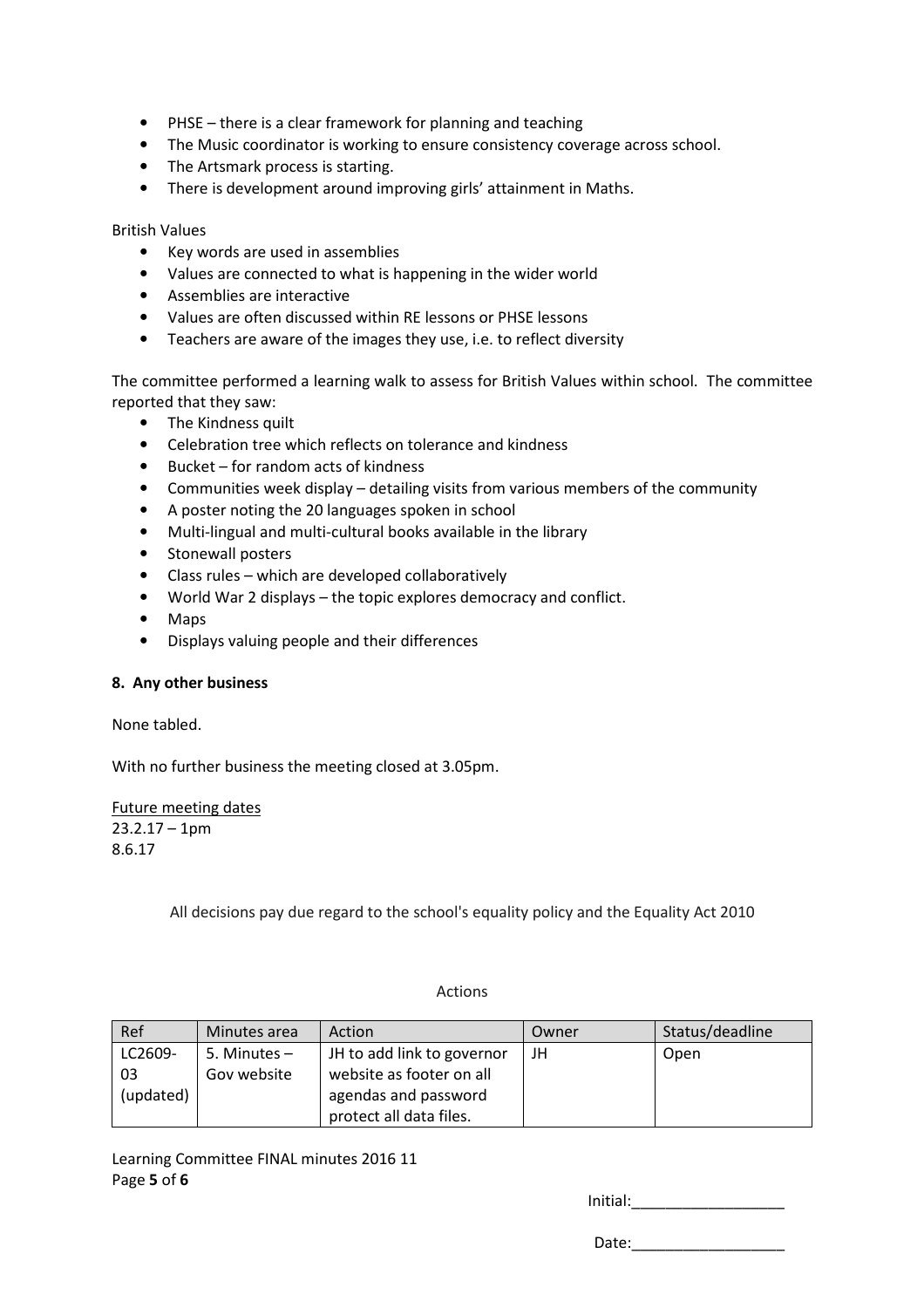- PHSE – there is a clear framework for planning and teaching
- The Music coordinator is working to ensure consistency coverage across school.
- The Artsmark process is starting.
- There is development around improving girls' attainment in Maths.

British Values

- Key words are used in assemblies
- Values are connected to what is happening in the wider world
- Assemblies are interactive
- Values are often discussed within RE lessons or PHSE lessons
- Teachers are aware of the images they use, i.e. to reflect diversity

The committee performed a learning walk to assess for British Values within school. The committee reported that they saw:

- The Kindness quilt
- Celebration tree which reflects on tolerance and kindness
- Bucket – for random acts of kindness
- Communities week display – detailing visits from various members of the community
- A poster noting the 20 languages spoken in school
- Multi-lingual and multi-cultural books available in the library
- Stonewall posters
- Class rules – which are developed collaboratively
- World War 2 displays – the topic explores democracy and conflict.
- Maps
- Displays valuing people and their differences

**8. Any other business**

None tabled.

With no further business the meeting closed at 3.05pm.

Future meeting dates
23.2.17 – 1pm
8.6.17

All decisions pay due regard to the school's equality policy and the Equality Act 2010

Actions

| Ref | Minutes area | Action | Owner | Status/deadline |
| --- | --- | --- | --- | --- |
| LC2609-03 (updated) | 5. Minutes – Gov website | JH to add link to governor website as footer on all agendas and password protect all data files. | JH | Open |

Learning Committee FINAL minutes 2016 11

Initial:__________________

Date:__________________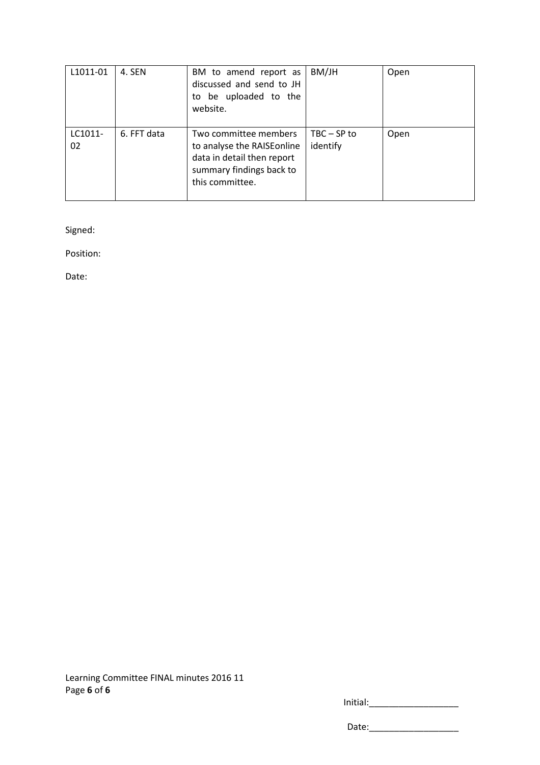| | | | | |
|---|---|---|---|---|
| L1011-01 | 4. SEN | BM to amend report as discussed and send to JH to be uploaded to the website. | BM/JH | Open |
| LC1011-02 | 6. FFT data | Two committee members to analyse the RAISEonline data in detail then report summary findings back to this committee. | TBC – SP to identify | Open |

Signed:

Position:

Date:

Learning Committee FINAL minutes 2016 11

Initial:__________________

Date:__________________